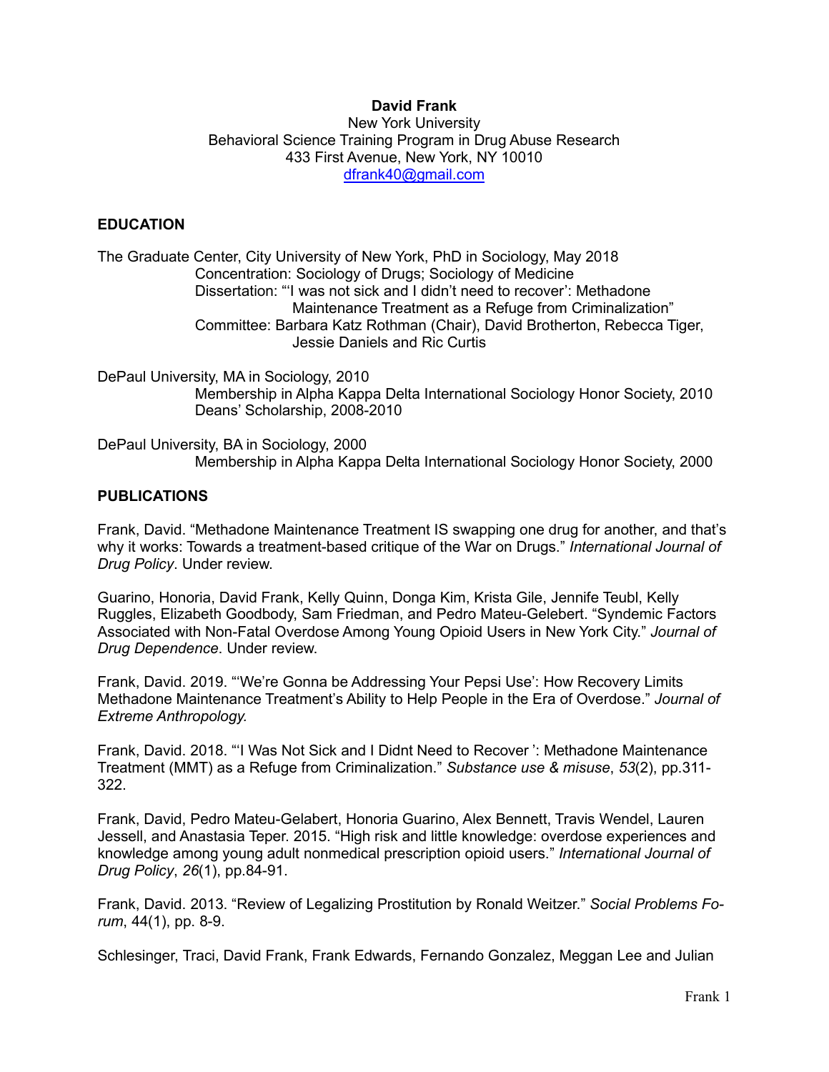**David Frank**
New York University
Behavioral Science Training Program in Drug Abuse Research
433 First Avenue, New York, NY 10010
dfrank40@gmail.com

## EDUCATION

The Graduate Center, City University of New York, PhD in Sociology, May 2018
Concentration: Sociology of Drugs; Sociology of Medicine
Dissertation: "'I was not sick and I didn't need to recover': Methadone Maintenance Treatment as a Refuge from Criminalization"
Committee: Barbara Katz Rothman (Chair), David Brotherton, Rebecca Tiger, Jessie Daniels and Ric Curtis

DePaul University, MA in Sociology, 2010
Membership in Alpha Kappa Delta International Sociology Honor Society, 2010
Deans' Scholarship, 2008-2010

DePaul University, BA in Sociology, 2000
Membership in Alpha Kappa Delta International Sociology Honor Society, 2000

## PUBLICATIONS

Frank, David. "Methadone Maintenance Treatment IS swapping one drug for another, and that's why it works: Towards a treatment-based critique of the War on Drugs." *International Journal of Drug Policy*. Under review.

Guarino, Honoria, David Frank, Kelly Quinn, Donga Kim, Krista Gile, Jennife Teubl, Kelly Ruggles, Elizabeth Goodbody, Sam Friedman, and Pedro Mateu-Gelebert. "Syndemic Factors Associated with Non-Fatal Overdose Among Young Opioid Users in New York City." *Journal of Drug Dependence*. Under review.

Frank, David. 2019. "'We're Gonna be Addressing Your Pepsi Use': How Recovery Limits Methadone Maintenance Treatment's Ability to Help People in the Era of Overdose." *Journal of Extreme Anthropology.*

Frank, David. 2018. "'I Was Not Sick and I Didnt Need to Recover ': Methadone Maintenance Treatment (MMT) as a Refuge from Criminalization." *Substance use & misuse*, *53*(2), pp.311-322.

Frank, David, Pedro Mateu-Gelabert, Honoria Guarino, Alex Bennett, Travis Wendel, Lauren Jessell, and Anastasia Teper. 2015. "High risk and little knowledge: overdose experiences and knowledge among young adult nonmedical prescription opioid users." *International Journal of Drug Policy*, *26*(1), pp.84-91.

Frank, David. 2013. "Review of Legalizing Prostitution by Ronald Weitzer." *Social Problems Forum*, 44(1), pp. 8-9.

Schlesinger, Traci, David Frank, Frank Edwards, Fernando Gonzalez, Meggan Lee and Julian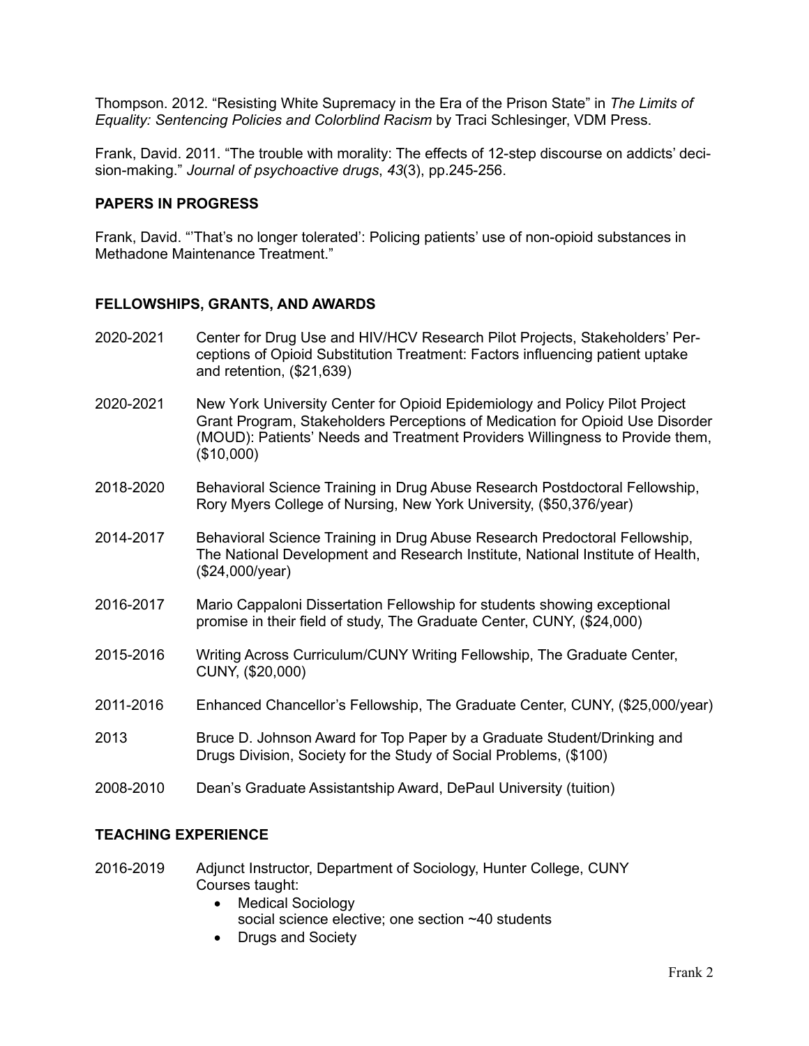Thompson. 2012. "Resisting White Supremacy in the Era of the Prison State" in *The Limits of Equality: Sentencing Policies and Colorblind Racism* by Traci Schlesinger, VDM Press.

Frank, David. 2011. "The trouble with morality: The effects of 12-step discourse on addicts' decision-making." *Journal of psychoactive drugs*, *43*(3), pp.245-256.

## PAPERS IN PROGRESS

Frank, David. "'That's no longer tolerated': Policing patients' use of non-opioid substances in Methadone Maintenance Treatment."

## FELLOWSHIPS, GRANTS, AND AWARDS

2020-2021 Center for Drug Use and HIV/HCV Research Pilot Projects, Stakeholders' Perceptions of Opioid Substitution Treatment: Factors influencing patient uptake and retention, ($21,639)

2020-2021 New York University Center for Opioid Epidemiology and Policy Pilot Project Grant Program, Stakeholders Perceptions of Medication for Opioid Use Disorder (MOUD): Patients' Needs and Treatment Providers Willingness to Provide them, ($10,000)

2018-2020 Behavioral Science Training in Drug Abuse Research Postdoctoral Fellowship, Rory Myers College of Nursing, New York University, ($50,376/year)

2014-2017 Behavioral Science Training in Drug Abuse Research Predoctoral Fellowship, The National Development and Research Institute, National Institute of Health, ($24,000/year)

2016-2017 Mario Cappaloni Dissertation Fellowship for students showing exceptional promise in their field of study, The Graduate Center, CUNY, ($24,000)

2015-2016 Writing Across Curriculum/CUNY Writing Fellowship, The Graduate Center, CUNY, ($20,000)

2011-2016 Enhanced Chancellor's Fellowship, The Graduate Center, CUNY, ($25,000/year)

2013 Bruce D. Johnson Award for Top Paper by a Graduate Student/Drinking and Drugs Division, Society for the Study of Social Problems, ($100)

2008-2010 Dean's Graduate Assistantship Award, DePaul University (tuition)

## TEACHING EXPERIENCE

2016-2019 Adjunct Instructor, Department of Sociology, Hunter College, CUNY
Courses taught:

- Medical Sociology
  social science elective; one section ~40 students
- Drugs and Society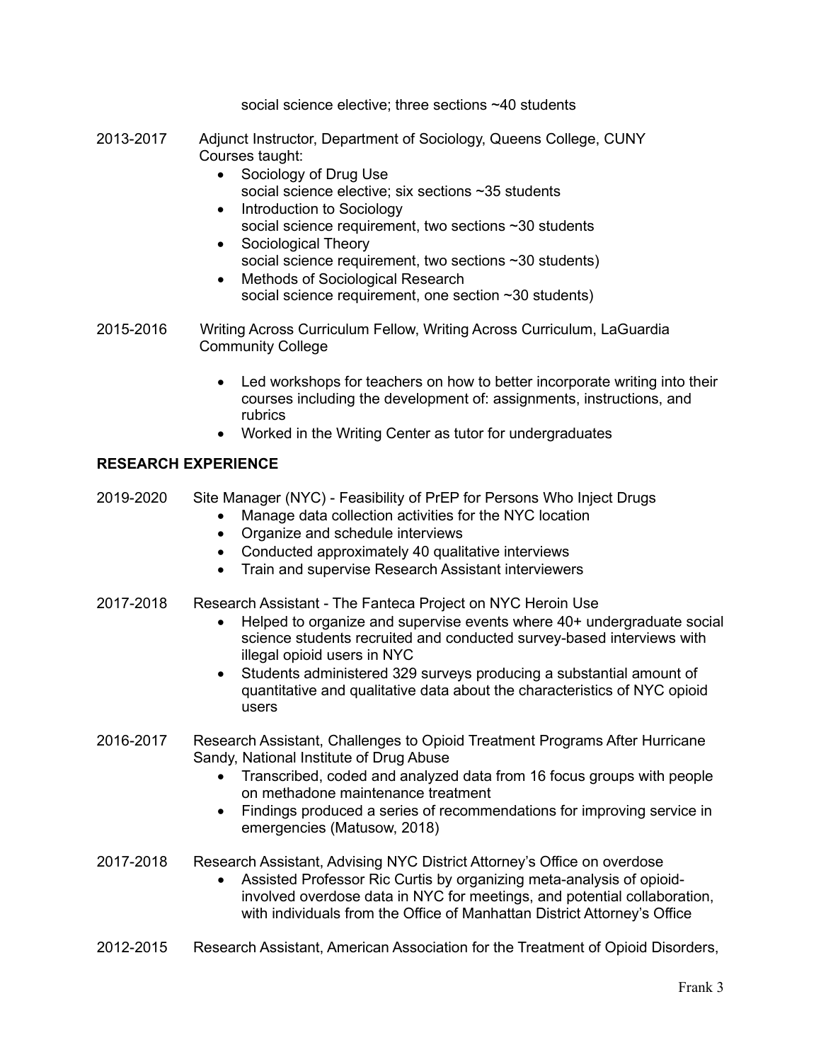social science elective; three sections ~40 students

2013-2017 Adjunct Instructor, Department of Sociology, Queens College, CUNY
Courses taught:

- Sociology of Drug Use
  social science elective; six sections ~35 students
- Introduction to Sociology
  social science requirement, two sections ~30 students
- Sociological Theory
  social science requirement, two sections ~30 students)
- Methods of Sociological Research
  social science requirement, one section ~30 students)

2015-2016 Writing Across Curriculum Fellow, Writing Across Curriculum, LaGuardia Community College

- Led workshops for teachers on how to better incorporate writing into their courses including the development of: assignments, instructions, and rubrics
- Worked in the Writing Center as tutor for undergraduates

## RESEARCH EXPERIENCE

2019-2020 Site Manager (NYC) - Feasibility of PrEP for Persons Who Inject Drugs

- Manage data collection activities for the NYC location
- Organize and schedule interviews
- Conducted approximately 40 qualitative interviews
- Train and supervise Research Assistant interviewers

2017-2018 Research Assistant - The Fanteca Project on NYC Heroin Use

- Helped to organize and supervise events where 40+ undergraduate social science students recruited and conducted survey-based interviews with illegal opioid users in NYC
- Students administered 329 surveys producing a substantial amount of quantitative and qualitative data about the characteristics of NYC opioid users

2016-2017 Research Assistant, Challenges to Opioid Treatment Programs After Hurricane Sandy, National Institute of Drug Abuse

- Transcribed, coded and analyzed data from 16 focus groups with people on methadone maintenance treatment
- Findings produced a series of recommendations for improving service in emergencies (Matusow, 2018)

2017-2018 Research Assistant, Advising NYC District Attorney's Office on overdose

- Assisted Professor Ric Curtis by organizing meta-analysis of opioid-involved overdose data in NYC for meetings, and potential collaboration, with individuals from the Office of Manhattan District Attorney's Office

2012-2015 Research Assistant, American Association for the Treatment of Opioid Disorders,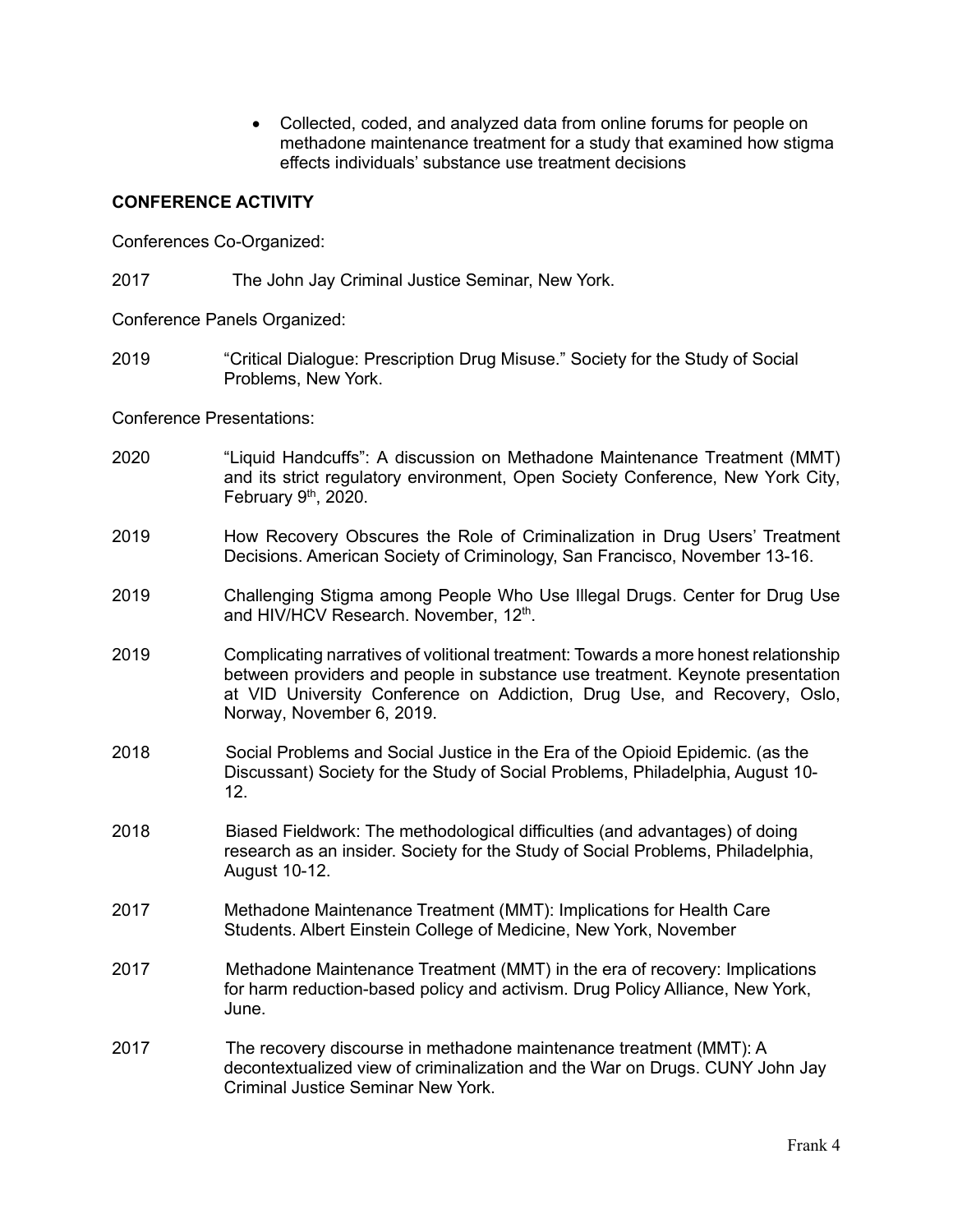- Collected, coded, and analyzed data from online forums for people on methadone maintenance treatment for a study that examined how stigma effects individuals' substance use treatment decisions

## CONFERENCE ACTIVITY

Conferences Co-Organized:

2017 The John Jay Criminal Justice Seminar, New York.

Conference Panels Organized:

2019 "Critical Dialogue: Prescription Drug Misuse." Society for the Study of Social Problems, New York.

Conference Presentations:

2020 "Liquid Handcuffs": A discussion on Methadone Maintenance Treatment (MMT) and its strict regulatory environment, Open Society Conference, New York City, February 9th, 2020.

2019 How Recovery Obscures the Role of Criminalization in Drug Users' Treatment Decisions. American Society of Criminology, San Francisco, November 13-16.

2019 Challenging Stigma among People Who Use Illegal Drugs. Center for Drug Use and HIV/HCV Research. November, 12th.

2019 Complicating narratives of volitional treatment: Towards a more honest relationship between providers and people in substance use treatment. Keynote presentation at VID University Conference on Addiction, Drug Use, and Recovery, Oslo, Norway, November 6, 2019.

2018 Social Problems and Social Justice in the Era of the Opioid Epidemic. (as the Discussant) Society for the Study of Social Problems, Philadelphia, August 10-12.

2018 Biased Fieldwork: The methodological difficulties (and advantages) of doing research as an insider. Society for the Study of Social Problems, Philadelphia, August 10-12.

2017 Methadone Maintenance Treatment (MMT): Implications for Health Care Students. Albert Einstein College of Medicine, New York, November

2017 Methadone Maintenance Treatment (MMT) in the era of recovery: Implications for harm reduction-based policy and activism. Drug Policy Alliance, New York, June.

2017 The recovery discourse in methadone maintenance treatment (MMT): A decontextualized view of criminalization and the War on Drugs. CUNY John Jay Criminal Justice Seminar New York.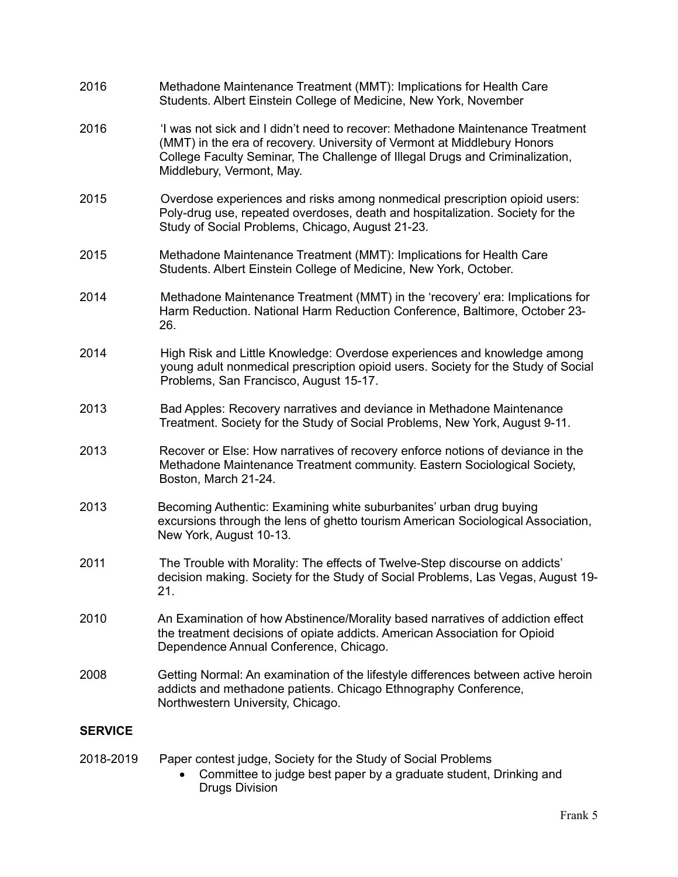2016 Methadone Maintenance Treatment (MMT): Implications for Health Care Students. Albert Einstein College of Medicine, New York, November

2016 'I was not sick and I didn't need to recover: Methadone Maintenance Treatment (MMT) in the era of recovery. University of Vermont at Middlebury Honors College Faculty Seminar, The Challenge of Illegal Drugs and Criminalization, Middlebury, Vermont, May.

2015 Overdose experiences and risks among nonmedical prescription opioid users: Poly-drug use, repeated overdoses, death and hospitalization. Society for the Study of Social Problems, Chicago, August 21-23.

2015 Methadone Maintenance Treatment (MMT): Implications for Health Care Students. Albert Einstein College of Medicine, New York, October.

2014 Methadone Maintenance Treatment (MMT) in the 'recovery' era: Implications for Harm Reduction. National Harm Reduction Conference, Baltimore, October 23-26.

2014 High Risk and Little Knowledge: Overdose experiences and knowledge among young adult nonmedical prescription opioid users. Society for the Study of Social Problems, San Francisco, August 15-17.

2013 Bad Apples: Recovery narratives and deviance in Methadone Maintenance Treatment. Society for the Study of Social Problems, New York, August 9-11.

2013 Recover or Else: How narratives of recovery enforce notions of deviance in the Methadone Maintenance Treatment community. Eastern Sociological Society, Boston, March 21-24.

2013 Becoming Authentic: Examining white suburbanites' urban drug buying excursions through the lens of ghetto tourism American Sociological Association, New York, August 10-13.

2011 The Trouble with Morality: The effects of Twelve-Step discourse on addicts' decision making. Society for the Study of Social Problems, Las Vegas, August 19-21.

2010 An Examination of how Abstinence/Morality based narratives of addiction effect the treatment decisions of opiate addicts. American Association for Opioid Dependence Annual Conference, Chicago.

2008 Getting Normal: An examination of the lifestyle differences between active heroin addicts and methadone patients. Chicago Ethnography Conference, Northwestern University, Chicago.

## SERVICE

2018-2019 Paper contest judge, Society for the Study of Social Problems

- Committee to judge best paper by a graduate student, Drinking and Drugs Division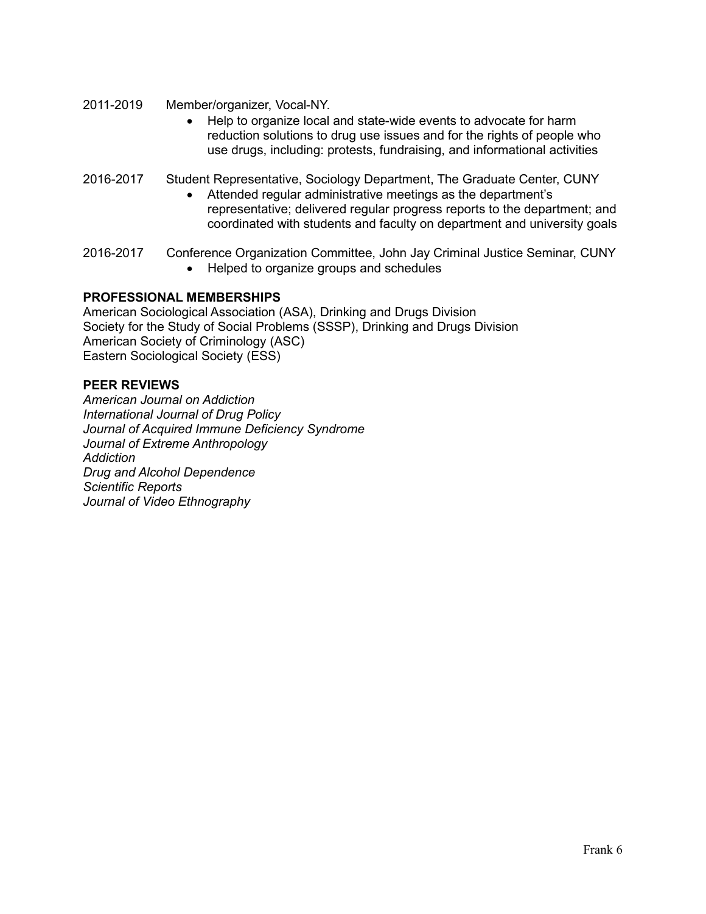2011-2019 Member/organizer, Vocal-NY.

- Help to organize local and state-wide events to advocate for harm reduction solutions to drug use issues and for the rights of people who use drugs, including: protests, fundraising, and informational activities

2016-2017 Student Representative, Sociology Department, The Graduate Center, CUNY

- Attended regular administrative meetings as the department's representative; delivered regular progress reports to the department; and coordinated with students and faculty on department and university goals

2016-2017 Conference Organization Committee, John Jay Criminal Justice Seminar, CUNY

- Helped to organize groups and schedules

**PROFESSIONAL MEMBERSHIPS**

American Sociological Association (ASA), Drinking and Drugs Division
Society for the Study of Social Problems (SSSP), Drinking and Drugs Division
American Society of Criminology (ASC)
Eastern Sociological Society (ESS)

**PEER REVIEWS**

*American Journal on Addiction*
*International Journal of Drug Policy*
*Journal of Acquired Immune Deficiency Syndrome*
*Journal of Extreme Anthropology*
*Addiction*
*Drug and Alcohol Dependence*
*Scientific Reports*
*Journal of Video Ethnography*